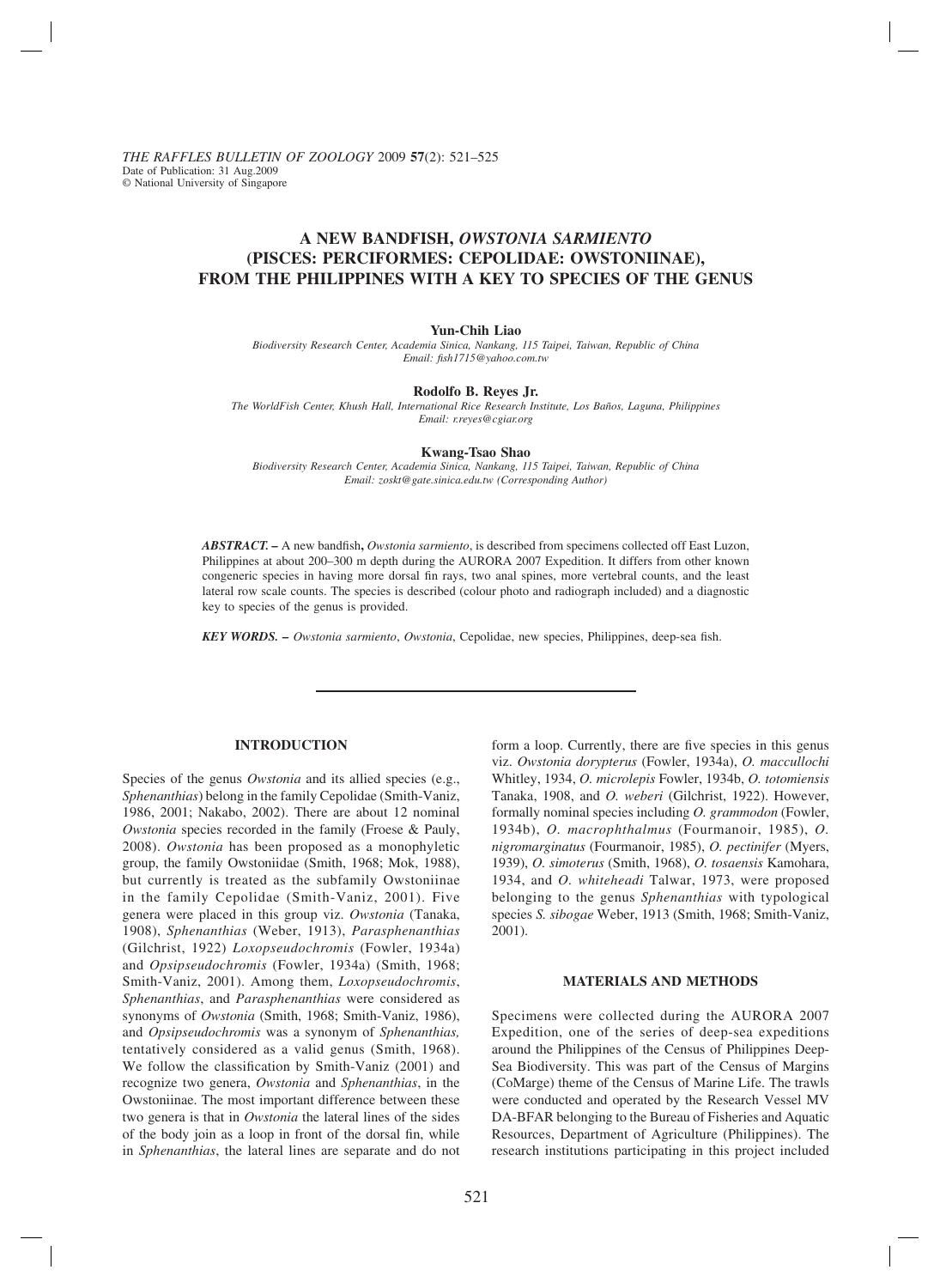# A NEW BANDFISH, *OWSTONIA SARMIENTO* (PISCES: PERCIFORMES: CEPOLIDAE: OWSTONIINAE), FROM THE PHILIPPINES WITH A KEY TO SPECIES OF THE GENUS

**Yun-Chih Liao**

*Biodiversity Research Center, Academia Sinica, Nankang, 115 Taipei, Taiwan, Republic of China*
*Email: fish1715@yahoo.com.tw*

**Rodolfo B. Reyes Jr.**

*The WorldFish Center, Khush Hall, International Rice Research Institute, Los Baños, Laguna, Philippines*
*Email: r.reyes@cgiar.org*

**Kwang-Tsao Shao**

*Biodiversity Research Center, Academia Sinica, Nankang, 115 Taipei, Taiwan, Republic of China*
*Email: zoskt@gate.sinica.edu.tw (Corresponding Author)*

***ABSTRACT.*** **–** A new bandfish**,** *Owstonia sarmiento*, is described from specimens collected off East Luzon, Philippines at about 200–300 m depth during the AURORA 2007 Expedition. It differs from other known congeneric species in having more dorsal fin rays, two anal spines, more vertebral counts, and the least lateral row scale counts. The species is described (colour photo and radiograph included) and a diagnostic key to species of the genus is provided.

***KEY WORDS.*** **–** *Owstonia sarmiento*, *Owstonia*, Cepolidae, new species, Philippines, deep-sea fish.

## INTRODUCTION

Species of the genus *Owstonia* and its allied species (e.g., *Sphenanthias*) belong in the family Cepolidae (Smith-Vaniz, 1986, 2001; Nakabo, 2002). There are about 12 nominal *Owstonia* species recorded in the family (Froese & Pauly, 2008). *Owstonia* has been proposed as a monophyletic group, the family Owstoniidae (Smith, 1968; Mok, 1988), but currently is treated as the subfamily Owstoniinae in the family Cepolidae (Smith-Vaniz, 2001). Five genera were placed in this group viz. *Owstonia* (Tanaka, 1908), *Sphenanthias* (Weber, 1913), *Parasphenanthias* (Gilchrist, 1922) *Loxopseudochromis* (Fowler, 1934a) and *Opsipseudochromis* (Fowler, 1934a) (Smith, 1968; Smith-Vaniz, 2001). Among them, *Loxopseudochromis*, *Sphenanthias*, and *Parasphenanthias* were considered as synonyms of *Owstonia* (Smith, 1968; Smith-Vaniz, 1986), and *Opsipseudochromis* was a synonym of *Sphenanthias,* tentatively considered as a valid genus (Smith, 1968). We follow the classification by Smith-Vaniz (2001) and recognize two genera, *Owstonia* and *Sphenanthias*, in the Owstoniinae. The most important difference between these two genera is that in *Owstonia* the lateral lines of the sides of the body join as a loop in front of the dorsal fin, while in *Sphenanthias*, the lateral lines are separate and do not form a loop. Currently, there are five species in this genus viz. *Owstonia dorypterus* (Fowler, 1934a), *O. maccullochi* Whitley, 1934, *O. microlepis* Fowler, 1934b, *O. totomiensis* Tanaka, 1908, and *O. weberi* (Gilchrist, 1922). However, formally nominal species including *O. grammodon* (Fowler, 1934b), *O. macrophthalmus* (Fourmanoir, 1985), *O. nigromarginatus* (Fourmanoir, 1985), *O. pectinifer* (Myers, 1939), *O. simoterus* (Smith, 1968), *O. tosaensis* Kamohara, 1934, and *O. whiteheadi* Talwar, 1973, were proposed belonging to the genus *Sphenanthias* with typological species *S. sibogae* Weber, 1913 (Smith, 1968; Smith-Vaniz, 2001).

## MATERIALS AND METHODS

Specimens were collected during the AURORA 2007 Expedition, one of the series of deep-sea expeditions around the Philippines of the Census of Philippines Deep-Sea Biodiversity. This was part of the Census of Margins (CoMarge) theme of the Census of Marine Life. The trawls were conducted and operated by the Research Vessel MV DA-BFAR belonging to the Bureau of Fisheries and Aquatic Resources, Department of Agriculture (Philippines). The research institutions participating in this project included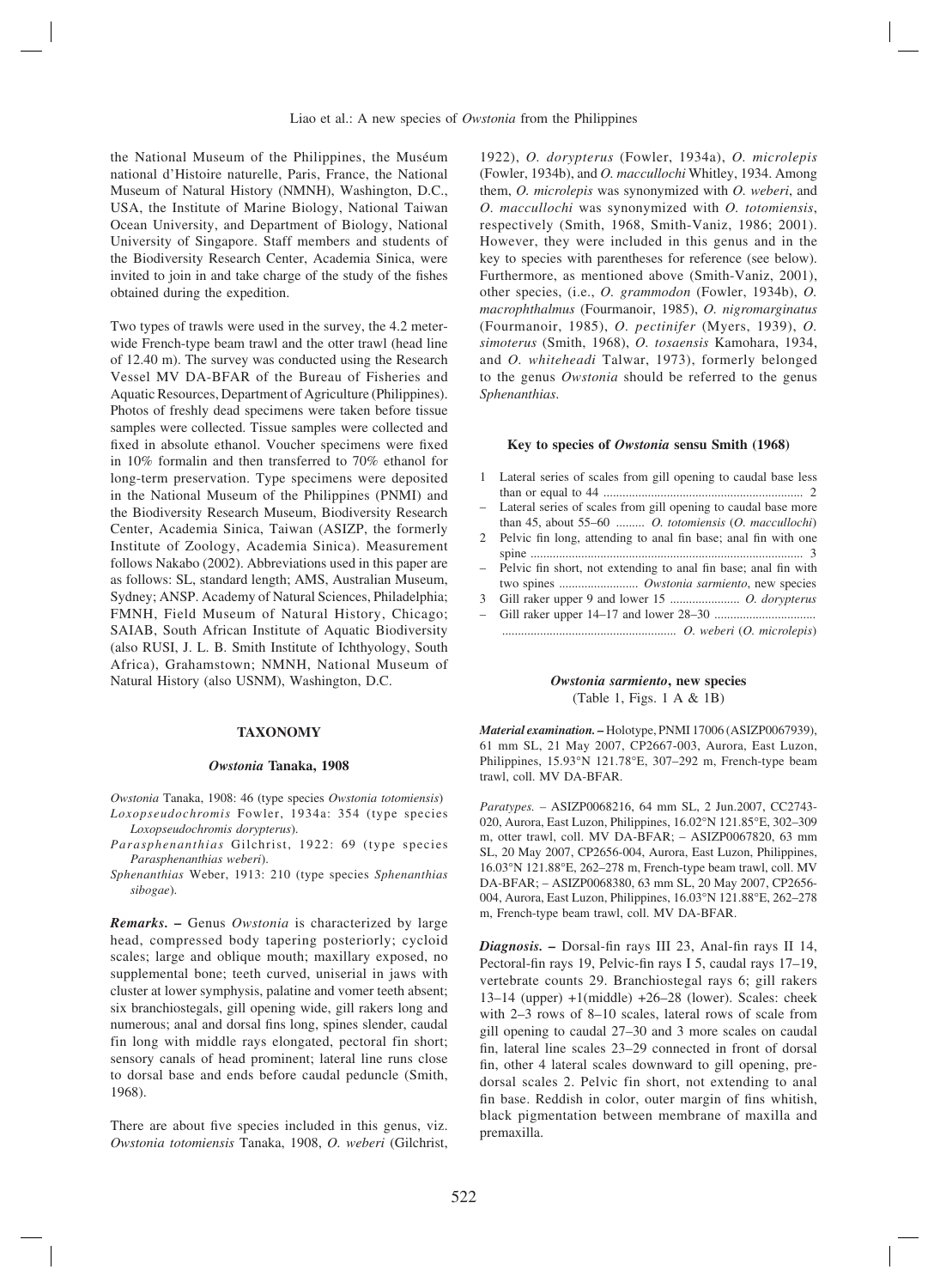the National Museum of the Philippines, the Muséum national d'Histoire naturelle, Paris, France, the National Museum of Natural History (NMNH), Washington, D.C., USA, the Institute of Marine Biology, National Taiwan Ocean University, and Department of Biology, National University of Singapore. Staff members and students of the Biodiversity Research Center, Academia Sinica, were invited to join in and take charge of the study of the fishes obtained during the expedition.

Two types of trawls were used in the survey, the 4.2 meter-wide French-type beam trawl and the otter trawl (head line of 12.40 m). The survey was conducted using the Research Vessel MV DA-BFAR of the Bureau of Fisheries and Aquatic Resources, Department of Agriculture (Philippines). Photos of freshly dead specimens were taken before tissue samples were collected. Tissue samples were collected and fixed in absolute ethanol. Voucher specimens were fixed in 10% formalin and then transferred to 70% ethanol for long-term preservation. Type specimens were deposited in the National Museum of the Philippines (PNMI) and the Biodiversity Research Museum, Biodiversity Research Center, Academia Sinica, Taiwan (ASIZP, the formerly Institute of Zoology, Academia Sinica). Measurement follows Nakabo (2002). Abbreviations used in this paper are as follows: SL, standard length; AMS, Australian Museum, Sydney; ANSP. Academy of Natural Sciences, Philadelphia; FMNH, Field Museum of Natural History, Chicago; SAIAB, South African Institute of Aquatic Biodiversity (also RUSI, J. L. B. Smith Institute of Ichthyology, South Africa), Grahamstown; NMNH, National Museum of Natural History (also USNM), Washington, D.C.

## TAXONOMY

### *Owstonia* Tanaka, 1908

*Owstonia* Tanaka, 1908: 46 (type species *Owstonia totomiensis*)
*Loxopseudochromis* Fowler, 1934a: 354 (type species *Loxopseudochromis dorypterus*).
*Parasphenanthias* Gilchrist, 1922: 69 (type species *Parasphenanthias weberi*).
*Sphenanthias* Weber, 1913: 210 (type species *Sphenanthias sibogae*).

***Remarks.*** **–** Genus *Owstonia* is characterized by large head, compressed body tapering posteriorly; cycloid scales; large and oblique mouth; maxillary exposed, no supplemental bone; teeth curved, uniserial in jaws with cluster at lower symphysis, palatine and vomer teeth absent; six branchiostegals, gill opening wide, gill rakers long and numerous; anal and dorsal fins long, spines slender, caudal fin long with middle rays elongated, pectoral fin short; sensory canals of head prominent; lateral line runs close to dorsal base and ends before caudal peduncle (Smith, 1968).

There are about five species included in this genus, viz. *Owstonia totomiensis* Tanaka, 1908, *O. weberi* (Gilchrist, 1922), *O. dorypterus* (Fowler, 1934a), *O. microlepis* (Fowler, 1934b), and *O. maccullochi* Whitley, 1934. Among them, *O. microlepis* was synonymized with *O. weberi*, and *O. maccullochi* was synonymized with *O. totomiensis*, respectively (Smith, 1968, Smith-Vaniz, 1986; 2001). However, they were included in this genus and in the key to species with parentheses for reference (see below). Furthermore, as mentioned above (Smith-Vaniz, 2001), other species, (i.e., *O. grammodon* (Fowler, 1934b), *O. macrophthalmus* (Fourmanoir, 1985), *O. nigromarginatus* (Fourmanoir, 1985), *O. pectinifer* (Myers, 1939), *O. simoterus* (Smith, 1968), *O. tosaensis* Kamohara, 1934, and *O. whiteheadi* Talwar, 1973), formerly belonged to the genus *Owstonia* should be referred to the genus *Sphenanthias*.

#### Key to species of *Owstonia* sensu Smith (1968)

1 Lateral series of scales from gill opening to caudal base less than or equal to 44 .............................................................. 2
– Lateral series of scales from gill opening to caudal base more than 45, about 55–60 ......... *O. totomiensis* (*O. maccullochi*)
2 Pelvic fin long, attending to anal fin base; anal fin with one spine ..................................................................................... 3
– Pelvic fin short, not extending to anal fin base; anal fin with two spines ......................... *Owstonia sarmiento*, new species
3 Gill raker upper 9 and lower 15 ...................... *O. dorypterus*
– Gill raker upper 14–17 and lower 28–30 ...................................................................................... *O. weberi* (*O. microlepis*)

### *Owstonia sarmiento*, new species
(Table 1, Figs. 1 A & 1B)

***Material examination.*** **–** Holotype, PNMI 17006 (ASIZP0067939), 61 mm SL, 21 May 2007, CP2667-003, Aurora, East Luzon, Philippines, 15.93°N 121.78°E, 307–292 m, French-type beam trawl, coll. MV DA-BFAR.

*Paratypes.* – ASIZP0068216, 64 mm SL, 2 Jun.2007, CC2743-020, Aurora, East Luzon, Philippines, 16.02°N 121.85°E, 302–309 m, otter trawl, coll. MV DA-BFAR; – ASIZP0067820, 63 mm SL, 20 May 2007, CP2656-004, Aurora, East Luzon, Philippines, 16.03°N 121.88°E, 262–278 m, French-type beam trawl, coll. MV DA-BFAR; – ASIZP0068380, 63 mm SL, 20 May 2007, CP2656-004, Aurora, East Luzon, Philippines, 16.03°N 121.88°E, 262–278 m, French-type beam trawl, coll. MV DA-BFAR.

***Diagnosis.*** **–** Dorsal-fin rays III 23, Anal-fin rays II 14, Pectoral-fin rays 19, Pelvic-fin rays I 5, caudal rays 17–19, vertebrate counts 29. Branchiostegal rays 6; gill rakers 13–14 (upper) +1(middle) +26–28 (lower). Scales: cheek with 2–3 rows of 8–10 scales, lateral rows of scale from gill opening to caudal 27–30 and 3 more scales on caudal fin, lateral line scales 23–29 connected in front of dorsal fin, other 4 lateral scales downward to gill opening, pre-dorsal scales 2. Pelvic fin short, not extending to anal fin base. Reddish in color, outer margin of fins whitish, black pigmentation between membrane of maxilla and premaxilla.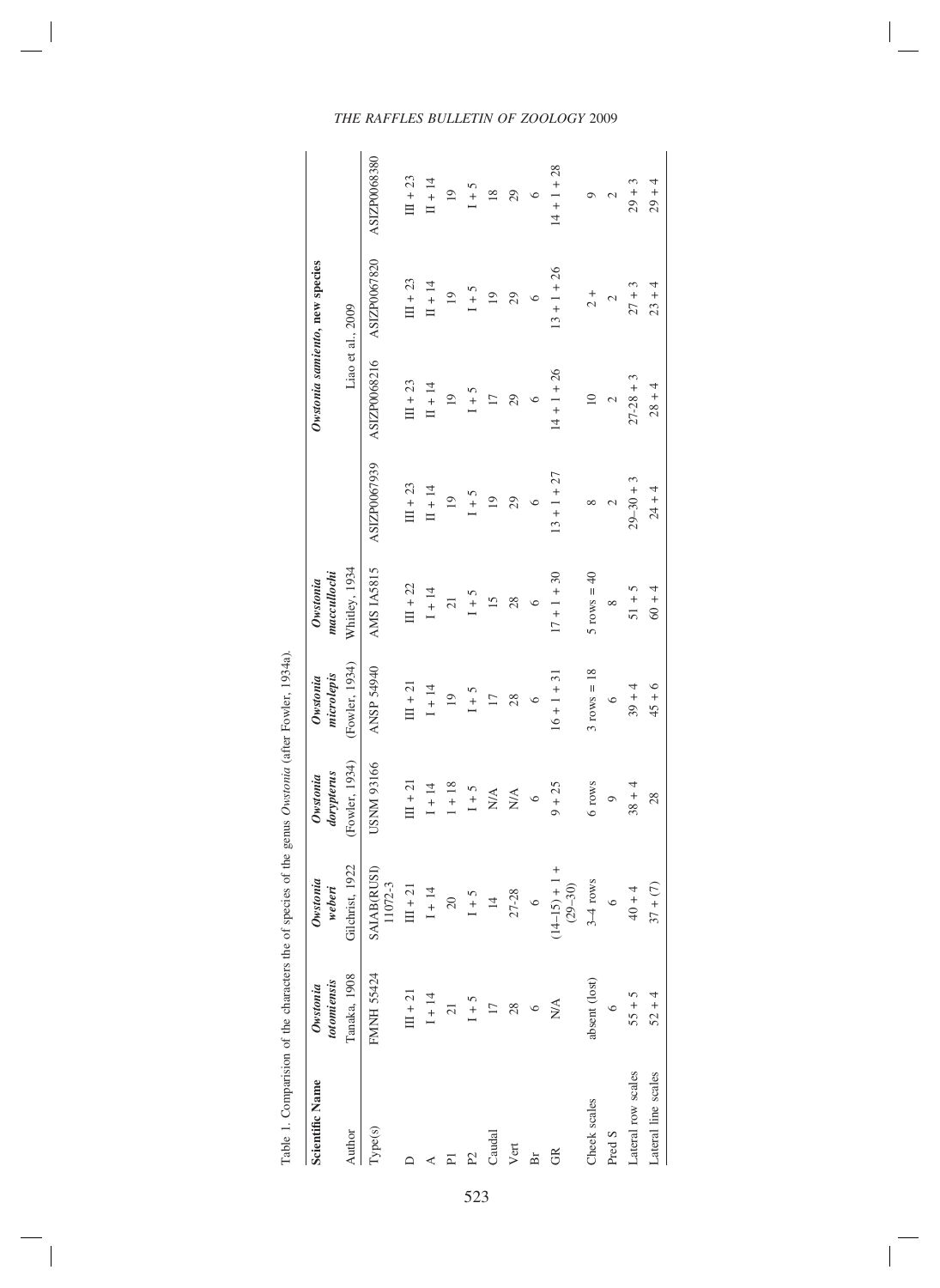Table 1. Comparision of the characters the of species of the genus *Owstonia* (after Fowler, 1934a).

| Scientific Name | *Owstonia totomiensis* | *Owstonia weberi* | *Owstonia dorypterus* | *Owstonia microlepis* | *Owstonia maccullochi* | *Owstonia sarmiento*, **new species** | | | |
|---|---|---|---|---|---|---|---|---|---|
| Author | Tanaka, 1908 | Gilchrist, 1922 | (Fowler, 1934) | (Fowler, 1934) | Whitley, 1934 | Liao et al., 2009 | | | |
| Type(s) | FMNH 55424 | SAIAB(RUSI) 11072-3 | USNM 93166 | ANSP 54940 | AMS IA5815 | ASIZP0067939 | ASIZP0068216 | ASIZP0067820 | ASIZP0068380 |
| D | III + 21 | III + 21 | III + 21 | III + 21 | III + 22 | III + 23 | III + 23 | III + 23 | III + 23 |
| A | I + 14 | I + 14 | I + 14 | I + 14 | I + 14 | II + 14 | II + 14 | II + 14 | II + 14 |
| P1 | 21 | 20 | 1 + 18 | 19 | 21 | 19 | 19 | 19 | 19 |
| P2 | I + 5 | I + 5 | I + 5 | I + 5 | I + 5 | I + 5 | I + 5 | I + 5 | I + 5 |
| Caudal | 17 | 14 | N/A | 17 | 15 | 19 | 17 | 19 | 18 |
| Vert | 28 | 27-28 | N/A | 28 | 28 | 29 | 29 | 29 | 29 |
| Br | 6 | 6 | 6 | 6 | 6 | 6 | 6 | 6 | 6 |
| GR | N/A | (14–15) + 1 + (29–30) | 9 + 25 | 16 + 1 + 31 | 17 + 1 + 30 | 13 + 1 + 27 | 14 + 1 + 26 | 13 + 1 + 26 | 14 + 1 + 28 |
| Cheek scales | absent (lost) | 3–4 rows | 6 rows | 3 rows = 18 | 5 rows = 40 | 8 | 10 | 2 + | 9 |
| Pred S | 6 | 6 | 9 | 6 | 8 | 2 | 2 | 2 | 2 |
| Lateral row scales | 55 + 5 | 40 + 4 | 38 + 4 | 39 + 4 | 51 + 5 | 29–30 + 3 | 27-28 + 3 | 27 + 3 | 29 + 3 |
| Lateral line scales | 52 + 4 | 37 + (7) | 28 | 45 + 6 | 60 + 4 | 24 + 4 | 28 + 4 | 23 + 4 | 29 + 4 |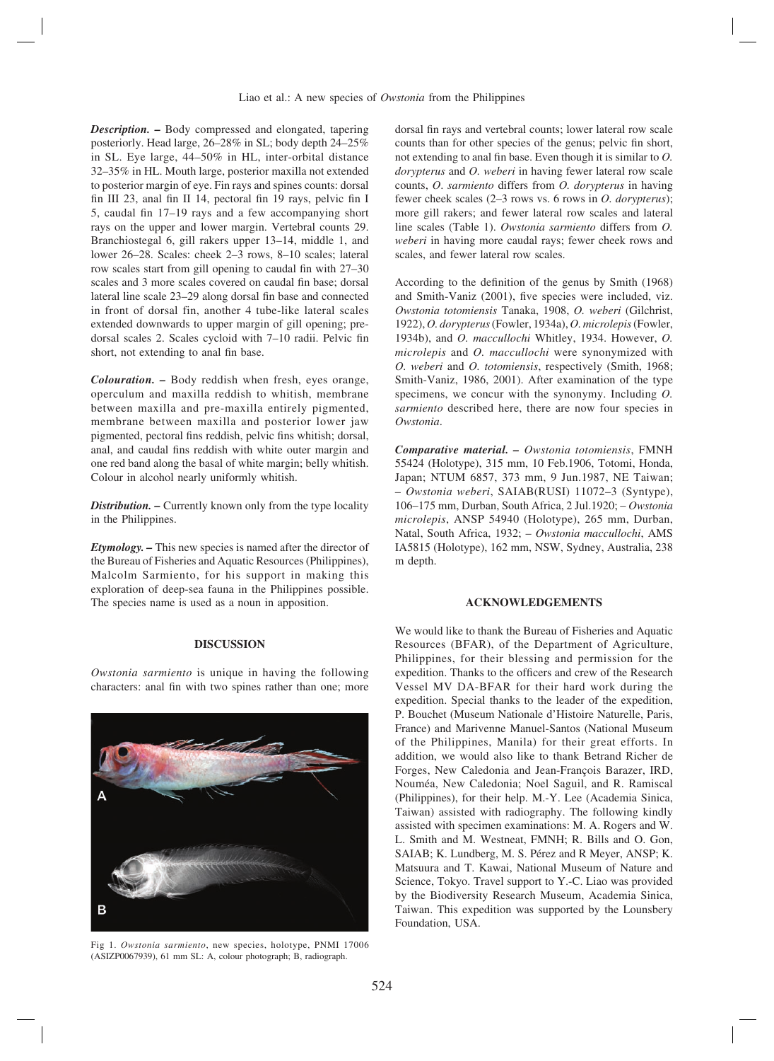***Description.*** **–** Body compressed and elongated, tapering posteriorly. Head large, 26–28% in SL; body depth 24–25% in SL. Eye large, 44–50% in HL, inter-orbital distance 32–35% in HL. Mouth large, posterior maxilla not extended to posterior margin of eye. Fin rays and spines counts: dorsal fin III 23, anal fin II 14, pectoral fin 19 rays, pelvic fin I 5, caudal fin 17–19 rays and a few accompanying short rays on the upper and lower margin. Vertebral counts 29. Branchiostegal 6, gill rakers upper 13–14, middle 1, and lower 26–28. Scales: cheek 2–3 rows, 8–10 scales; lateral row scales start from gill opening to caudal fin with 27–30 scales and 3 more scales covered on caudal fin base; dorsal lateral line scale 23–29 along dorsal fin base and connected in front of dorsal fin, another 4 tube-like lateral scales extended downwards to upper margin of gill opening; pre-dorsal scales 2. Scales cycloid with 7–10 radii. Pelvic fin short, not extending to anal fin base.

***Colouration.*** **–** Body reddish when fresh, eyes orange, operculum and maxilla reddish to whitish, membrane between maxilla and pre-maxilla entirely pigmented, membrane between maxilla and posterior lower jaw pigmented, pectoral fins reddish, pelvic fins whitish; dorsal, anal, and caudal fins reddish with white outer margin and one red band along the basal of white margin; belly whitish. Colour in alcohol nearly uniformly whitish.

***Distribution.*** **–** Currently known only from the type locality in the Philippines.

***Etymology.*** **–** This new species is named after the director of the Bureau of Fisheries and Aquatic Resources (Philippines), Malcolm Sarmiento, for his support in making this exploration of deep-sea fauna in the Philippines possible. The species name is used as a noun in apposition.

## DISCUSSION

*Owstonia sarmiento* is unique in having the following characters: anal fin with two spines rather than one; more dorsal fin rays and vertebral counts; lower lateral row scale counts than for other species of the genus; pelvic fin short, not extending to anal fin base. Even though it is similar to *O. dorypterus* and *O. weberi* in having fewer lateral row scale counts, *O. sarmiento* differs from *O. dorypterus* in having fewer cheek scales (2–3 rows vs. 6 rows in *O. dorypterus*); more gill rakers; and fewer lateral row scales and lateral line scales (Table 1). *Owstonia sarmiento* differs from *O. weberi* in having more caudal rays; fewer cheek rows and scales, and fewer lateral row scales.

According to the definition of the genus by Smith (1968) and Smith-Vaniz (2001), five species were included, viz. *Owstonia totomiensis* Tanaka, 1908, *O. weberi* (Gilchrist, 1922), *O. dorypterus* (Fowler, 1934a), *O. microlepis* (Fowler, 1934b), and *O. maccullochi* Whitley, 1934. However, *O. microlepis* and *O. maccullochi* were synonymized with *O. weberi* and *O. totomiensis*, respectively (Smith, 1968; Smith-Vaniz, 1986, 2001). After examination of the type specimens, we concur with the synonymy. Including *O. sarmiento* described here, there are now four species in *Owstonia*.

***Comparative material.*** **–** *Owstonia totomiensis*, FMNH 55424 (Holotype), 315 mm, 10 Feb.1906, Totomi, Honda, Japan; NTUM 6857, 373 mm, 9 Jun.1987, NE Taiwan; – *Owstonia weberi*, SAIAB(RUSI) 11072–3 (Syntype), 106–175 mm, Durban, South Africa, 2 Jul.1920; – *Owstonia microlepis*, ANSP 54940 (Holotype), 265 mm, Durban, Natal, South Africa, 1932; – *Owstonia maccullochi*, AMS IA5815 (Holotype), 162 mm, NSW, Sydney, Australia, 238 m depth.

Fig 1. *Owstonia sarmiento*, new species, holotype, PNMI 17006 (ASIZP0067939), 61 mm SL: A, colour photograph; B, radiograph.

## ACKNOWLEDGEMENTS

We would like to thank the Bureau of Fisheries and Aquatic Resources (BFAR), of the Department of Agriculture, Philippines, for their blessing and permission for the expedition. Thanks to the officers and crew of the Research Vessel MV DA-BFAR for their hard work during the expedition. Special thanks to the leader of the expedition, P. Bouchet (Museum Nationale d'Histoire Naturelle, Paris, France) and Marivenne Manuel-Santos (National Museum of the Philippines, Manila) for their great efforts. In addition, we would also like to thank Betrand Richer de Forges, New Caledonia and Jean-François Barazer, IRD, Nouméa, New Caledonia; Noel Saguil, and R. Ramiscal (Philippines), for their help. M.-Y. Lee (Academia Sinica, Taiwan) assisted with radiography. The following kindly assisted with specimen examinations: M. A. Rogers and W. L. Smith and M. Westneat, FMNH; R. Bills and O. Gon, SAIAB; K. Lundberg, M. S. Pérez and R Meyer, ANSP; K. Matsuura and T. Kawai, National Museum of Nature and Science, Tokyo. Travel support to Y.-C. Liao was provided by the Biodiversity Research Museum, Academia Sinica, Taiwan. This expedition was supported by the Lounsbery Foundation, USA.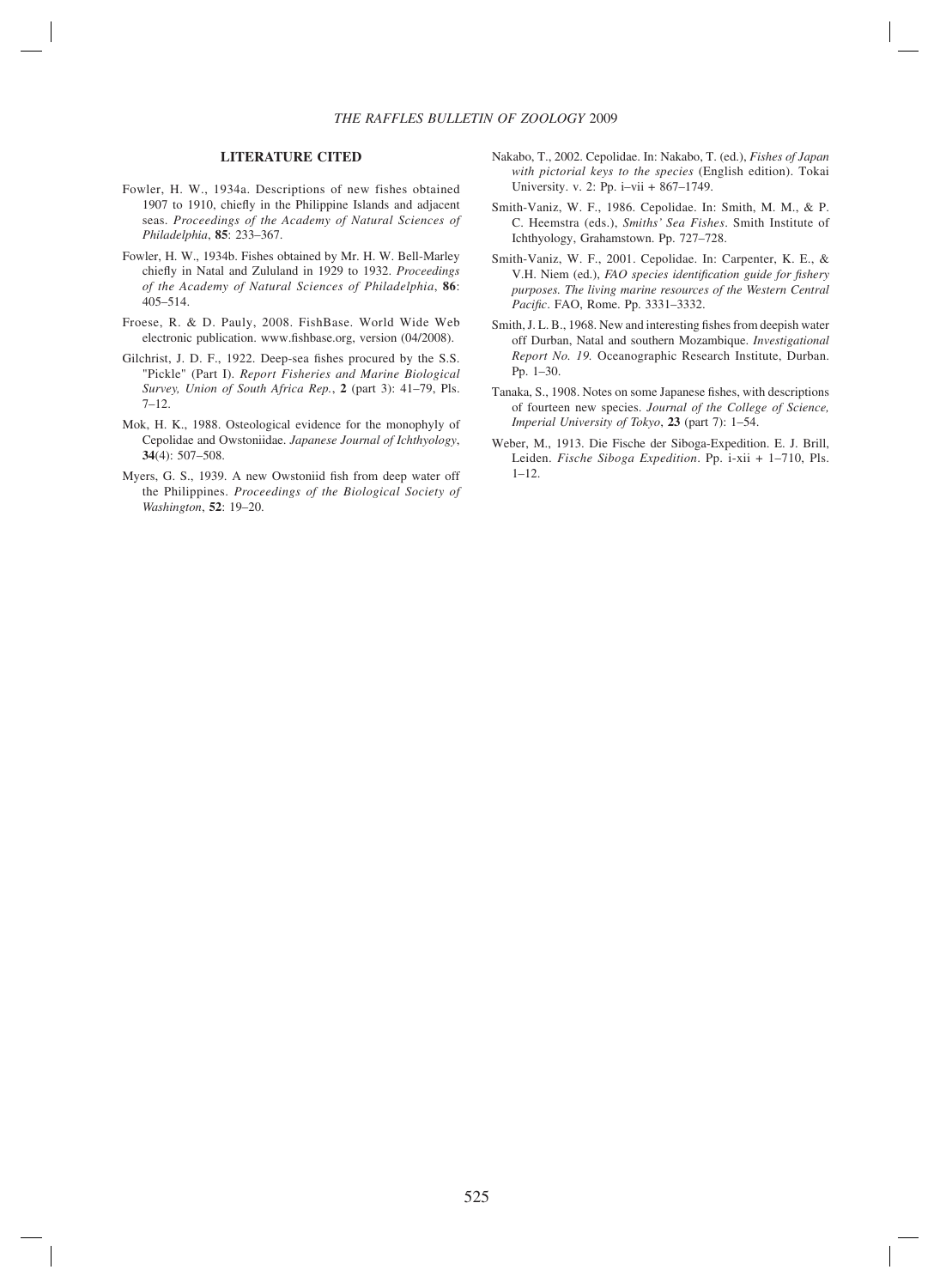## LITERATURE CITED

Fowler, H. W., 1934a. Descriptions of new fishes obtained 1907 to 1910, chiefly in the Philippine Islands and adjacent seas. *Proceedings of the Academy of Natural Sciences of Philadelphia*, **85**: 233–367.

Fowler, H. W., 1934b. Fishes obtained by Mr. H. W. Bell-Marley chiefly in Natal and Zululand in 1929 to 1932. *Proceedings of the Academy of Natural Sciences of Philadelphia*, **86**: 405–514.

Froese, R. & D. Pauly, 2008. FishBase. World Wide Web electronic publication. www.fishbase.org, version (04/2008).

Gilchrist, J. D. F., 1922. Deep-sea fishes procured by the S.S. "Pickle" (Part I). *Report Fisheries and Marine Biological Survey, Union of South Africa Rep.*, **2** (part 3): 41–79, Pls. 7–12.

Mok, H. K., 1988. Osteological evidence for the monophyly of Cepolidae and Owstoniidae. *Japanese Journal of Ichthyology*, **34**(4): 507–508.

Myers, G. S., 1939. A new Owstoniid fish from deep water off the Philippines. *Proceedings of the Biological Society of Washington*, **52**: 19–20.

Nakabo, T., 2002. Cepolidae. In: Nakabo, T. (ed.), *Fishes of Japan with pictorial keys to the species* (English edition). Tokai University. v. 2: Pp. i–vii + 867–1749.

Smith-Vaniz, W. F., 1986. Cepolidae. In: Smith, M. M., & P. C. Heemstra (eds.), *Smiths' Sea Fishes*. Smith Institute of Ichthyology, Grahamstown. Pp. 727–728.

Smith-Vaniz, W. F., 2001. Cepolidae. In: Carpenter, K. E., & V.H. Niem (ed.), *FAO species identification guide for fishery purposes. The living marine resources of the Western Central Pacific*. FAO, Rome. Pp. 3331–3332.

Smith, J. L. B., 1968. New and interesting fishes from deepish water off Durban, Natal and southern Mozambique. *Investigational Report No. 19.* Oceanographic Research Institute, Durban. Pp. 1–30.

Tanaka, S., 1908. Notes on some Japanese fishes, with descriptions of fourteen new species. *Journal of the College of Science, Imperial University of Tokyo*, **23** (part 7): 1–54.

Weber, M., 1913. Die Fische der Siboga-Expedition. E. J. Brill, Leiden. *Fische Siboga Expedition*. Pp. i-xii + 1–710, Pls. 1–12.